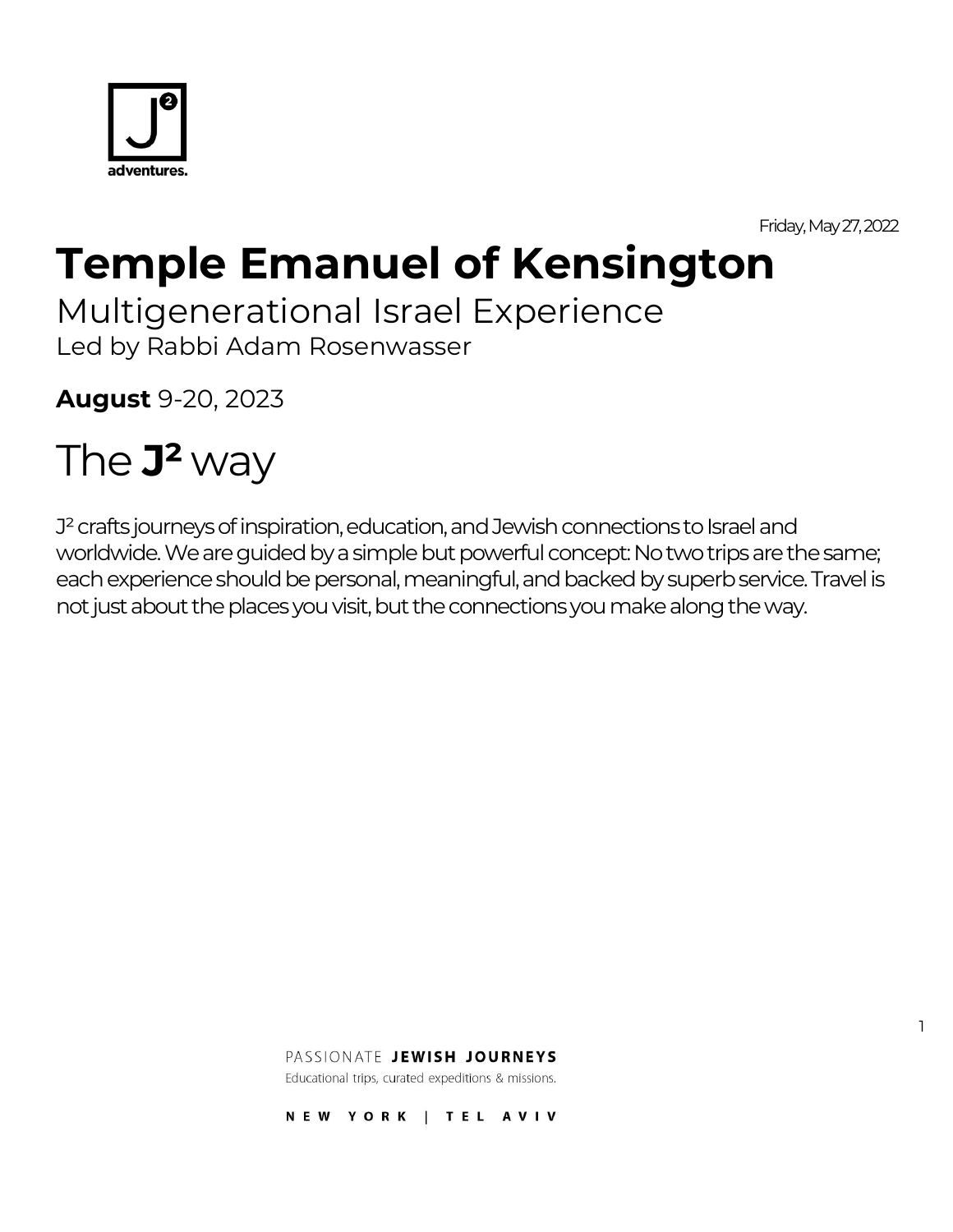Friday, May 27, 2022

# Temple Emanuel of Kensington

## Multigenerational Israel Experience

Led by Rabbi Adam Rosenwasser

**August** 9-20, 2023

## The **J²** way

J² crafts journeys of inspiration, education, and Jewish connections to Israel and worldwide. We are guided by a simple but powerful concept: No two trips are the same; each experience should be personal, meaningful, and backed by superb service. Travel is not just about the places you visit, but the connections you make along the way.

PASSIONATE **JEWISH JOURNEYS**

Educational trips, curated expeditions & missions.

NEW YORK | TEL AVIV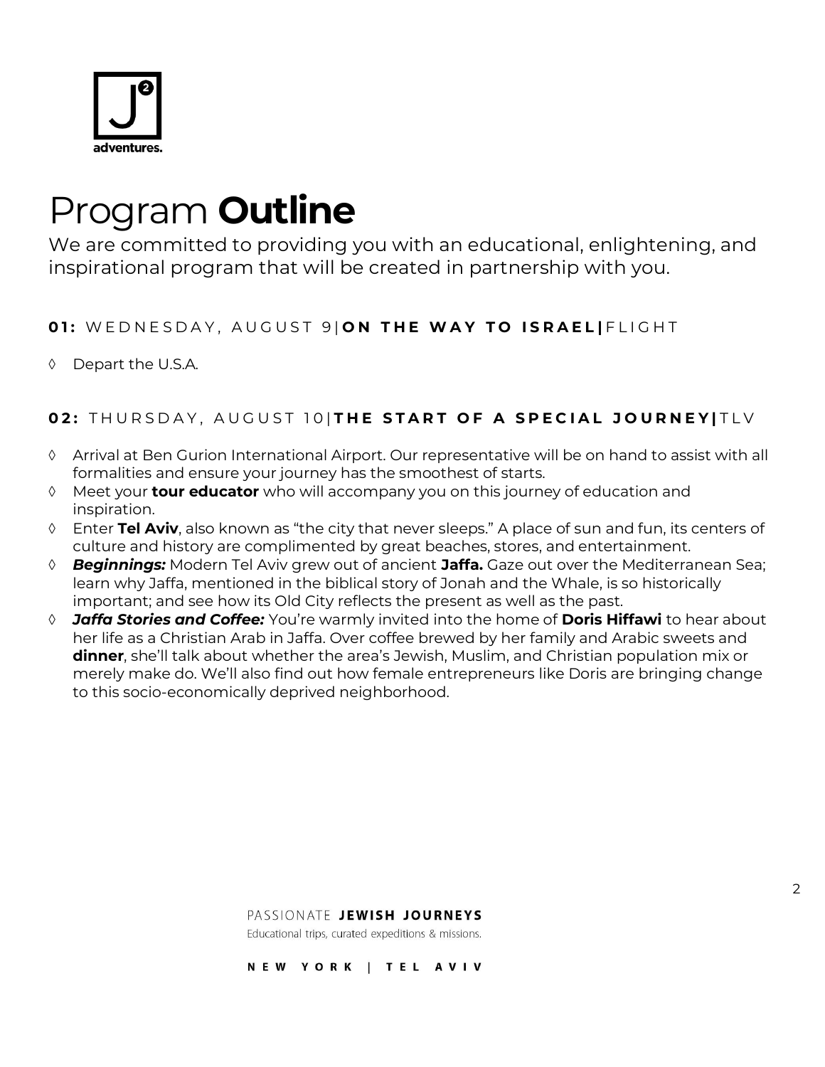# Program **Outline**

We are committed to providing you with an educational, enlightening, and inspirational program that will be created in partnership with you.

### **01:** WEDNESDAY, AUGUST 9 | **ON THE WAY TO ISRAEL** | FLIGHT

- Depart the U.S.A.

### **02:** THURSDAY, AUGUST 10 | **THE START OF A SPECIAL JOURNEY** | TLV

- Arrival at Ben Gurion International Airport. Our representative will be on hand to assist with all formalities and ensure your journey has the smoothest of starts.
- Meet your **tour educator** who will accompany you on this journey of education and inspiration.
- Enter **Tel Aviv**, also known as "the city that never sleeps." A place of sun and fun, its centers of culture and history are complimented by great beaches, stores, and entertainment.
- ***Beginnings:*** Modern Tel Aviv grew out of ancient **Jaffa.** Gaze out over the Mediterranean Sea; learn why Jaffa, mentioned in the biblical story of Jonah and the Whale, is so historically important; and see how its Old City reflects the present as well as the past.
- ***Jaffa Stories and Coffee:*** You're warmly invited into the home of **Doris Hiffawi** to hear about her life as a Christian Arab in Jaffa. Over coffee brewed by her family and Arabic sweets and **dinner**, she'll talk about whether the area's Jewish, Muslim, and Christian population mix or merely make do. We'll also find out how female entrepreneurs like Doris are bringing change to this socio-economically deprived neighborhood.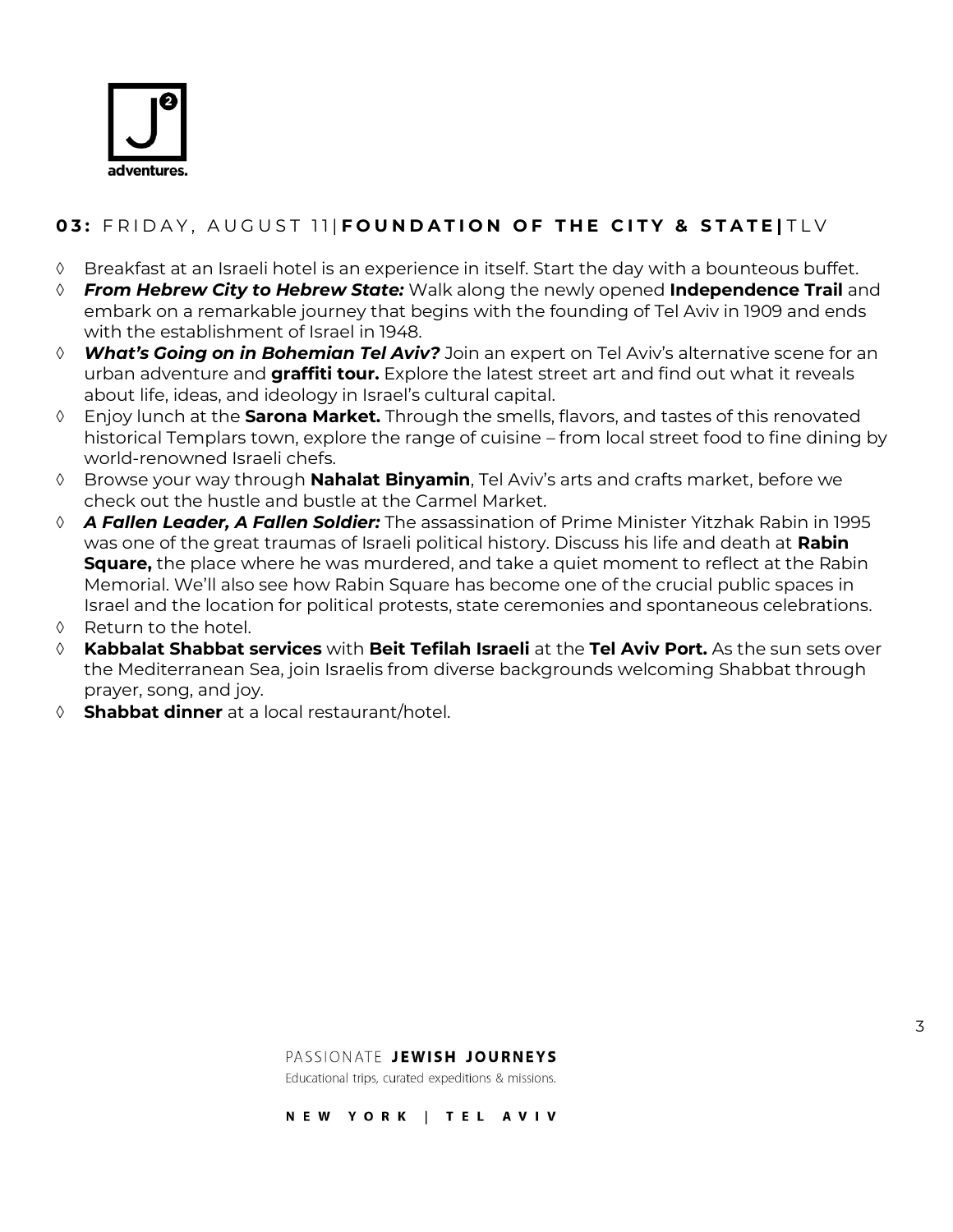## **03:** FRIDAY, AUGUST 11 | **FOUNDATION OF THE CITY & STATE** | TLV

- Breakfast at an Israeli hotel is an experience in itself. Start the day with a bounteous buffet.
- ***From Hebrew City to Hebrew State:*** Walk along the newly opened **Independence Trail** and embark on a remarkable journey that begins with the founding of Tel Aviv in 1909 and ends with the establishment of Israel in 1948.
- ***What's Going on in Bohemian Tel Aviv?*** Join an expert on Tel Aviv's alternative scene for an urban adventure and **graffiti tour.** Explore the latest street art and find out what it reveals about life, ideas, and ideology in Israel's cultural capital.
- Enjoy lunch at the **Sarona Market.** Through the smells, flavors, and tastes of this renovated historical Templars town, explore the range of cuisine – from local street food to fine dining by world-renowned Israeli chefs.
- Browse your way through **Nahalat Binyamin**, Tel Aviv's arts and crafts market, before we check out the hustle and bustle at the Carmel Market.
- ***A Fallen Leader, A Fallen Soldier:*** The assassination of Prime Minister Yitzhak Rabin in 1995 was one of the great traumas of Israeli political history. Discuss his life and death at **Rabin Square,** the place where he was murdered, and take a quiet moment to reflect at the Rabin Memorial. We'll also see how Rabin Square has become one of the crucial public spaces in Israel and the location for political protests, state ceremonies and spontaneous celebrations.
- Return to the hotel.
- **Kabbalat Shabbat services** with **Beit Tefilah Israeli** at the **Tel Aviv Port.** As the sun sets over the Mediterranean Sea, join Israelis from diverse backgrounds welcoming Shabbat through prayer, song, and joy.
- **Shabbat dinner** at a local restaurant/hotel.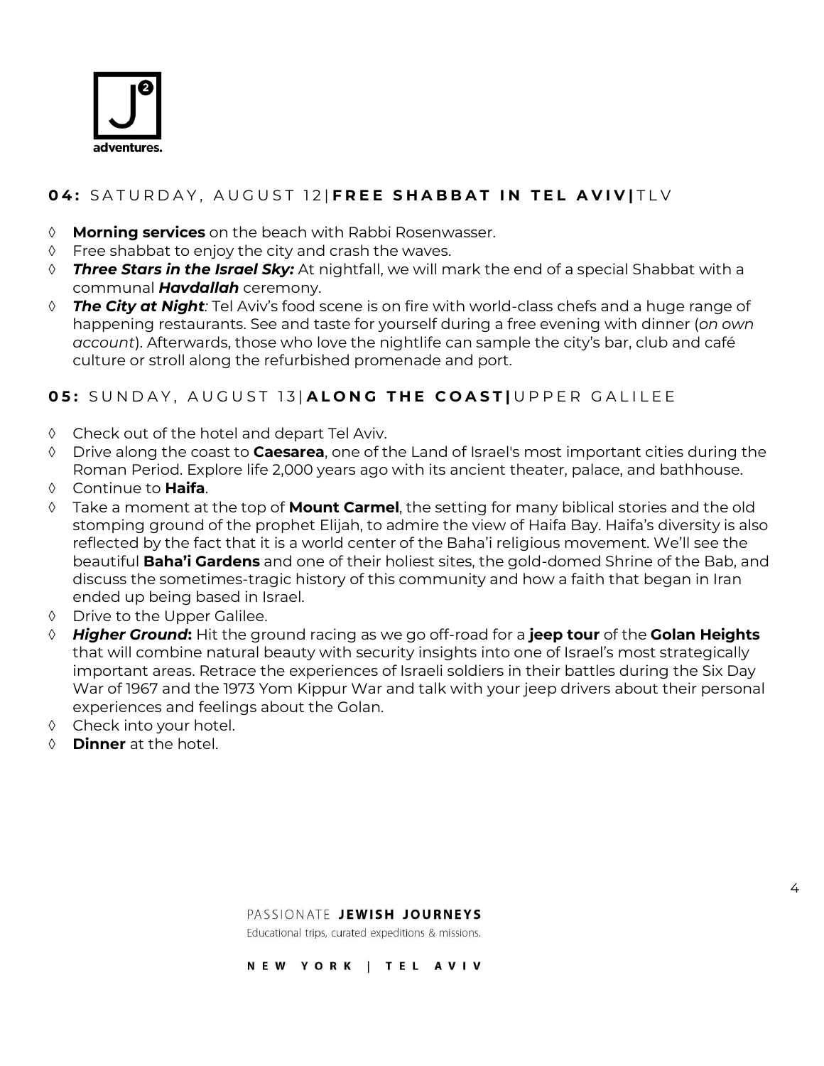## **04:** SATURDAY, AUGUST 12|**FREE SHABBAT IN TEL AVIV|**TLV

- **Morning services** on the beach with Rabbi Rosenwasser.
- Free shabbat to enjoy the city and crash the waves.
- ***Three Stars in the Israel Sky:*** At nightfall, we will mark the end of a special Shabbat with a communal ***Havdallah*** ceremony.
- ***The City at Night****:* Tel Aviv's food scene is on fire with world-class chefs and a huge range of happening restaurants. See and taste for yourself during a free evening with dinner (*on own account*). Afterwards, those who love the nightlife can sample the city's bar, club and café culture or stroll along the refurbished promenade and port.

## **05:** SUNDAY, AUGUST 13|**ALONG THE COAST|**UPPER GALILEE

- Check out of the hotel and depart Tel Aviv.
- Drive along the coast to **Caesarea**, one of the Land of Israel's most important cities during the Roman Period. Explore life 2,000 years ago with its ancient theater, palace, and bathhouse.
- Continue to **Haifa**.
- Take a moment at the top of **Mount Carmel**, the setting for many biblical stories and the old stomping ground of the prophet Elijah, to admire the view of Haifa Bay. Haifa's diversity is also reflected by the fact that it is a world center of the Baha'i religious movement. We'll see the beautiful **Baha'i Gardens** and one of their holiest sites, the gold-domed Shrine of the Bab, and discuss the sometimes-tragic history of this community and how a faith that began in Iran ended up being based in Israel.
- Drive to the Upper Galilee.
- ***Higher Ground*****:** Hit the ground racing as we go off-road for a **jeep tour** of the **Golan Heights** that will combine natural beauty with security insights into one of Israel's most strategically important areas. Retrace the experiences of Israeli soldiers in their battles during the Six Day War of 1967 and the 1973 Yom Kippur War and talk with your jeep drivers about their personal experiences and feelings about the Golan.
- Check into your hotel.
- **Dinner** at the hotel.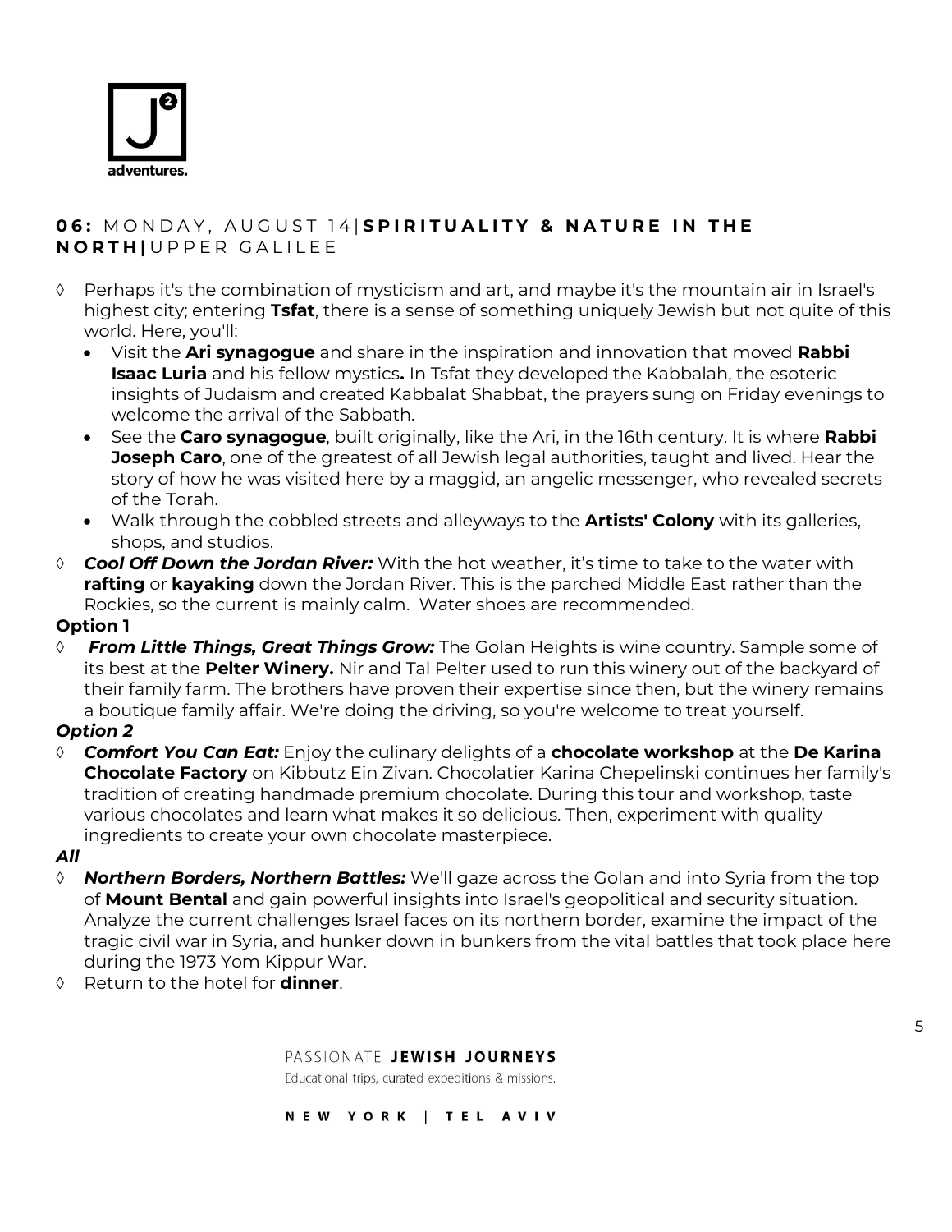## **06:** MONDAY, AUGUST 14|**SPIRITUALITY & NATURE IN THE NORTH|**UPPER GALILEE

- ◊ Perhaps it's the combination of mysticism and art, and maybe it's the mountain air in Israel's highest city; entering **Tsfat**, there is a sense of something uniquely Jewish but not quite of this world. Here, you'll:
  - Visit the **Ari synagogue** and share in the inspiration and innovation that moved **Rabbi Isaac Luria** and his fellow mystics**.** In Tsfat they developed the Kabbalah, the esoteric insights of Judaism and created Kabbalat Shabbat, the prayers sung on Friday evenings to welcome the arrival of the Sabbath.
  - See the **Caro synagogue**, built originally, like the Ari, in the 16th century. It is where **Rabbi Joseph Caro**, one of the greatest of all Jewish legal authorities, taught and lived. Hear the story of how he was visited here by a maggid, an angelic messenger, who revealed secrets of the Torah.
  - Walk through the cobbled streets and alleyways to the **Artists' Colony** with its galleries, shops, and studios.
- ◊ ***Cool Off Down the Jordan River:*** With the hot weather, it's time to take to the water with **rafting** or **kayaking** down the Jordan River. This is the parched Middle East rather than the Rockies, so the current is mainly calm. Water shoes are recommended.

**Option 1**

- ◊ ***From Little Things, Great Things Grow:*** The Golan Heights is wine country. Sample some of its best at the **Pelter Winery.** Nir and Tal Pelter used to run this winery out of the backyard of their family farm. The brothers have proven their expertise since then, but the winery remains a boutique family affair. We're doing the driving, so you're welcome to treat yourself.

***Option 2***

- ◊ ***Comfort You Can Eat:*** Enjoy the culinary delights of a **chocolate workshop** at the **De Karina Chocolate Factory** on Kibbutz Ein Zivan. Chocolatier Karina Chepelinski continues her family's tradition of creating handmade premium chocolate. During this tour and workshop, taste various chocolates and learn what makes it so delicious. Then, experiment with quality ingredients to create your own chocolate masterpiece.

***All***

- ◊ ***Northern Borders, Northern Battles:*** We'll gaze across the Golan and into Syria from the top of **Mount Bental** and gain powerful insights into Israel's geopolitical and security situation. Analyze the current challenges Israel faces on its northern border, examine the impact of the tragic civil war in Syria, and hunker down in bunkers from the vital battles that took place here during the 1973 Yom Kippur War.
- ◊ Return to the hotel for **dinner**.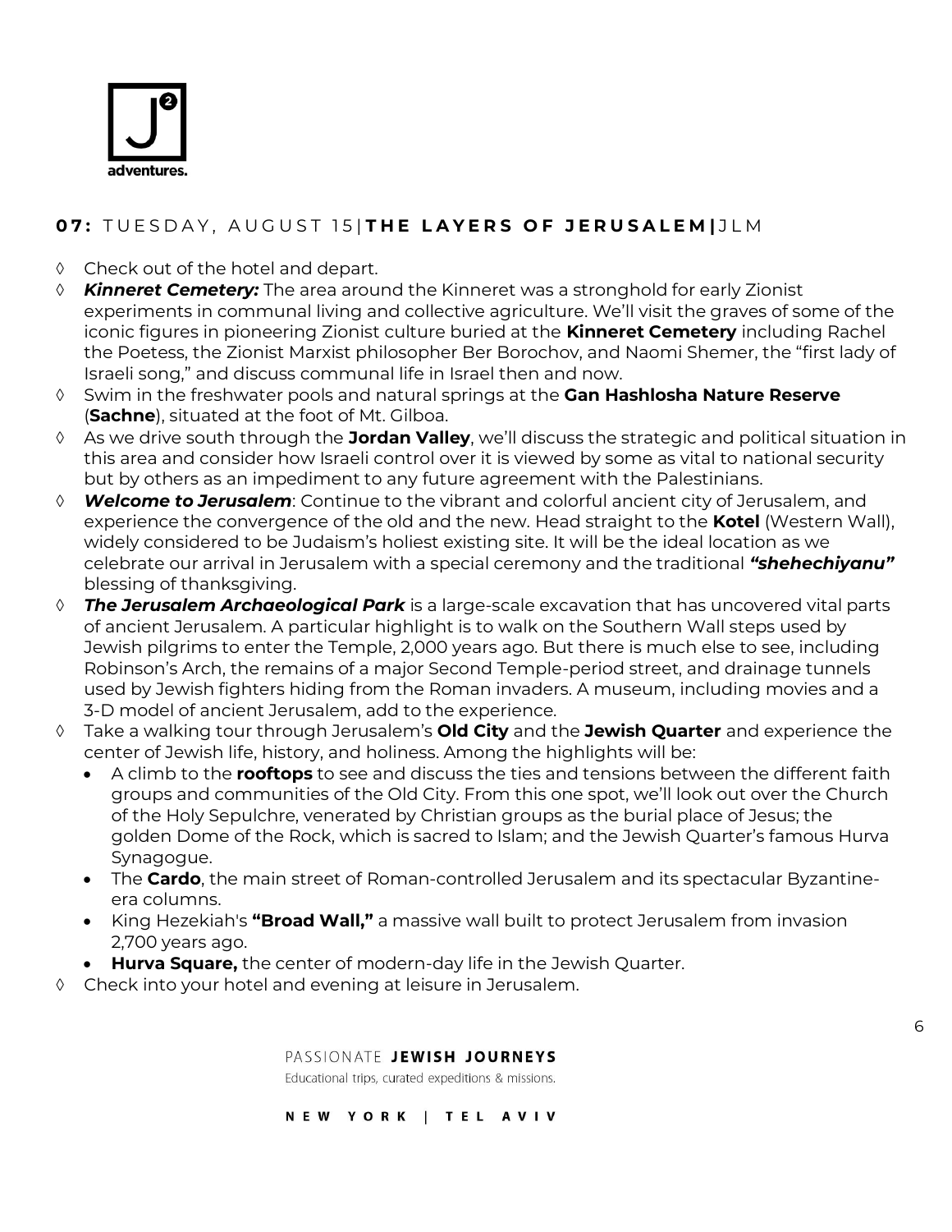## 07: TUESDAY, AUGUST 15 | **THE LAYERS OF JERUSALEM** | JLM

- Check out of the hotel and depart.
- ***Kinneret Cemetery:*** The area around the Kinneret was a stronghold for early Zionist experiments in communal living and collective agriculture. We'll visit the graves of some of the iconic figures in pioneering Zionist culture buried at the **Kinneret Cemetery** including Rachel the Poetess, the Zionist Marxist philosopher Ber Borochov, and Naomi Shemer, the "first lady of Israeli song," and discuss communal life in Israel then and now.
- Swim in the freshwater pools and natural springs at the **Gan Hashlosha Nature Reserve** (**Sachne**), situated at the foot of Mt. Gilboa.
- As we drive south through the **Jordan Valley**, we'll discuss the strategic and political situation in this area and consider how Israeli control over it is viewed by some as vital to national security but by others as an impediment to any future agreement with the Palestinians.
- ***Welcome to Jerusalem***: Continue to the vibrant and colorful ancient city of Jerusalem, and experience the convergence of the old and the new. Head straight to the **Kotel** (Western Wall), widely considered to be Judaism's holiest existing site. It will be the ideal location as we celebrate our arrival in Jerusalem with a special ceremony and the traditional ***"shehechiyanu"*** blessing of thanksgiving.
- ***The Jerusalem Archaeological Park*** is a large-scale excavation that has uncovered vital parts of ancient Jerusalem. A particular highlight is to walk on the Southern Wall steps used by Jewish pilgrims to enter the Temple, 2,000 years ago. But there is much else to see, including Robinson's Arch, the remains of a major Second Temple-period street, and drainage tunnels used by Jewish fighters hiding from the Roman invaders. A museum, including movies and a 3-D model of ancient Jerusalem, add to the experience.
- Take a walking tour through Jerusalem's **Old City** and the **Jewish Quarter** and experience the center of Jewish life, history, and holiness. Among the highlights will be:
  - A climb to the **rooftops** to see and discuss the ties and tensions between the different faith groups and communities of the Old City. From this one spot, we'll look out over the Church of the Holy Sepulchre, venerated by Christian groups as the burial place of Jesus; the golden Dome of the Rock, which is sacred to Islam; and the Jewish Quarter's famous Hurva Synagogue.
  - The **Cardo**, the main street of Roman-controlled Jerusalem and its spectacular Byzantine-era columns.
  - King Hezekiah's **"Broad Wall,"** a massive wall built to protect Jerusalem from invasion 2,700 years ago.
  - **Hurva Square,** the center of modern-day life in the Jewish Quarter.
- Check into your hotel and evening at leisure in Jerusalem.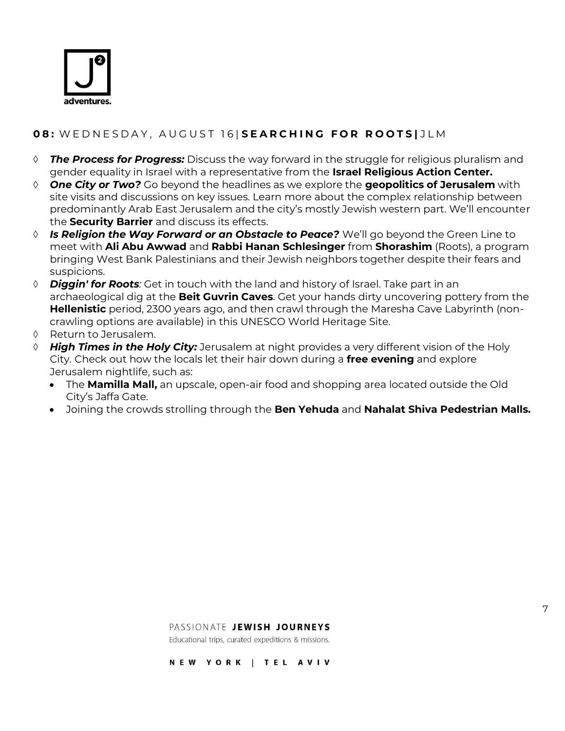## **08:** WEDNESDAY, AUGUST 16| **SEARCHING FOR ROOTS|** JLM

- ***The Process for Progress:*** Discuss the way forward in the struggle for religious pluralism and gender equality in Israel with a representative from the **Israel Religious Action Center.**
- ***One City or Two?*** Go beyond the headlines as we explore the **geopolitics of Jerusalem** with site visits and discussions on key issues. Learn more about the complex relationship between predominantly Arab East Jerusalem and the city's mostly Jewish western part. We'll encounter the **Security Barrier** and discuss its effects.
- ***Is Religion the Way Forward or an Obstacle to Peace?*** We'll go beyond the Green Line to meet with **Ali Abu Awwad** and **Rabbi Hanan Schlesinger** from **Shorashim** (Roots), a program bringing West Bank Palestinians and their Jewish neighbors together despite their fears and suspicions.
- ***Diggin' for Roots***: Get in touch with the land and history of Israel. Take part in an archaeological dig at the **Beit Guvrin Caves**. Get your hands dirty uncovering pottery from the **Hellenistic** period, 2300 years ago, and then crawl through the Maresha Cave Labyrinth (non-crawling options are available) in this UNESCO World Heritage Site.
- Return to Jerusalem.
- ***High Times in the Holy City:*** Jerusalem at night provides a very different vision of the Holy City. Check out how the locals let their hair down during a **free evening** and explore Jerusalem nightlife, such as:
  - The **Mamilla Mall,** an upscale, open-air food and shopping area located outside the Old City's Jaffa Gate.
  - Joining the crowds strolling through the **Ben Yehuda** and **Nahalat Shiva Pedestrian Malls.**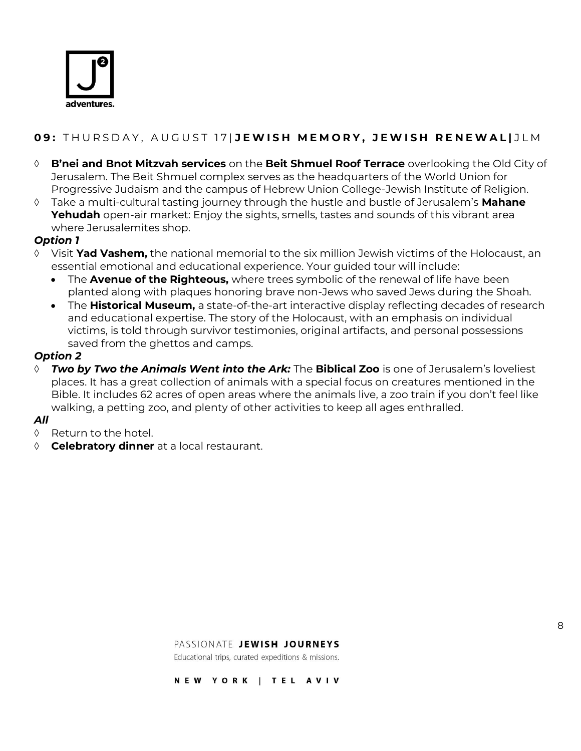## **09:** THURSDAY, AUGUST 17 | **JEWISH MEMORY, JEWISH RENEWAL** | JLM

- **B'nei and Bnot Mitzvah services** on the **Beit Shmuel Roof Terrace** overlooking the Old City of Jerusalem. The Beit Shmuel complex serves as the headquarters of the World Union for Progressive Judaism and the campus of Hebrew Union College-Jewish Institute of Religion.
- Take a multi-cultural tasting journey through the hustle and bustle of Jerusalem's **Mahane Yehudah** open-air market: Enjoy the sights, smells, tastes and sounds of this vibrant area where Jerusalemites shop.

***Option 1***

- Visit **Yad Vashem,** the national memorial to the six million Jewish victims of the Holocaust, an essential emotional and educational experience. Your guided tour will include:
  - The **Avenue of the Righteous,** where trees symbolic of the renewal of life have been planted along with plaques honoring brave non-Jews who saved Jews during the Shoah.
  - The **Historical Museum,** a state-of-the-art interactive display reflecting decades of research and educational expertise. The story of the Holocaust, with an emphasis on individual victims, is told through survivor testimonies, original artifacts, and personal possessions saved from the ghettos and camps.

***Option 2***

- ***Two by Two the Animals Went into the Ark:*** The **Biblical Zoo** is one of Jerusalem's loveliest places. It has a great collection of animals with a special focus on creatures mentioned in the Bible. It includes 62 acres of open areas where the animals live, a zoo train if you don't feel like walking, a petting zoo, and plenty of other activities to keep all ages enthralled.

***All***

- Return to the hotel.
- **Celebratory dinner** at a local restaurant.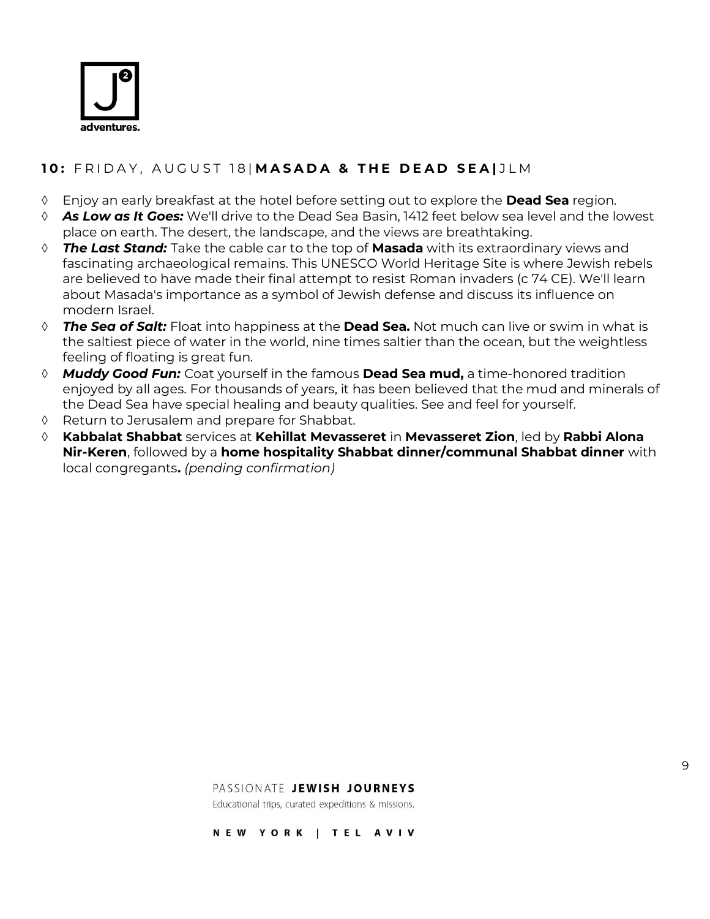## **10:** FRIDAY, AUGUST 18 | **MASADA & THE DEAD SEA** | JLM

- Enjoy an early breakfast at the hotel before setting out to explore the **Dead Sea** region.
- ***As Low as It Goes:*** We'll drive to the Dead Sea Basin, 1412 feet below sea level and the lowest place on earth. The desert, the landscape, and the views are breathtaking.
- ***The Last Stand:*** Take the cable car to the top of **Masada** with its extraordinary views and fascinating archaeological remains. This UNESCO World Heritage Site is where Jewish rebels are believed to have made their final attempt to resist Roman invaders (c 74 CE). We'll learn about Masada's importance as a symbol of Jewish defense and discuss its influence on modern Israel.
- ***The Sea of Salt:*** Float into happiness at the **Dead Sea.** Not much can live or swim in what is the saltiest piece of water in the world, nine times saltier than the ocean, but the weightless feeling of floating is great fun.
- ***Muddy Good Fun:*** Coat yourself in the famous **Dead Sea mud,** a time-honored tradition enjoyed by all ages. For thousands of years, it has been believed that the mud and minerals of the Dead Sea have special healing and beauty qualities. See and feel for yourself.
- Return to Jerusalem and prepare for Shabbat.
- **Kabbalat Shabbat** services at **Kehillat Mevasseret** in **Mevasseret Zion**, led by **Rabbi Alona Nir-Keren**, followed by a **home hospitality Shabbat dinner/communal Shabbat dinner** with local congregants**.** *(pending confirmation)*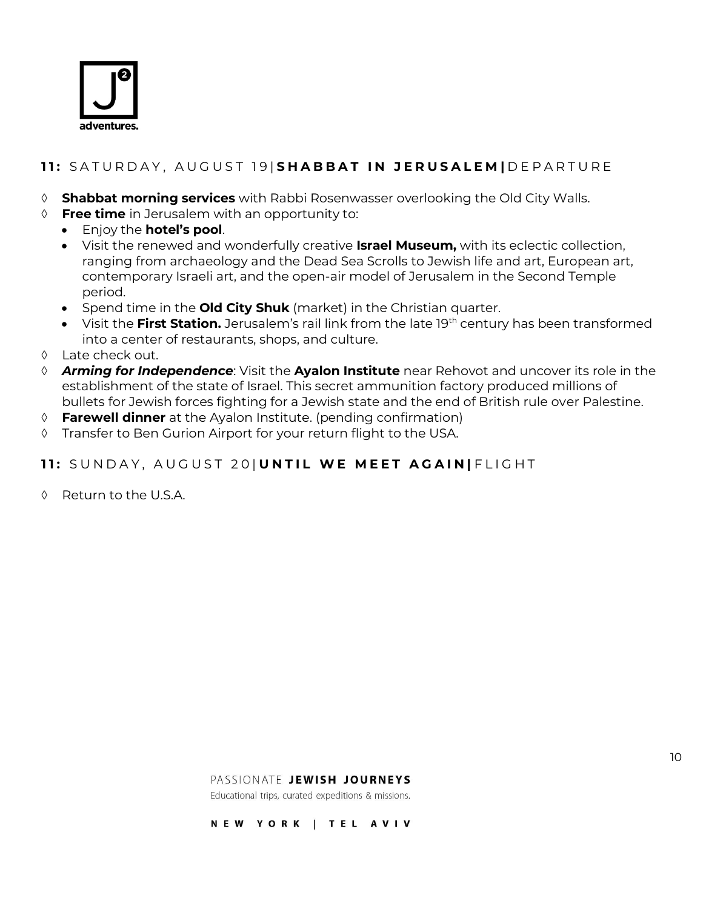## 11: SATURDAY, AUGUST 19 | SHABBAT IN JERUSALEM | DEPARTURE

◊ **Shabbat morning services** with Rabbi Rosenwasser overlooking the Old City Walls.

◊ **Free time** in Jerusalem with an opportunity to:
  - Enjoy the **hotel's pool**.
  - Visit the renewed and wonderfully creative **Israel Museum,** with its eclectic collection, ranging from archaeology and the Dead Sea Scrolls to Jewish life and art, European art, contemporary Israeli art, and the open-air model of Jerusalem in the Second Temple period.
  - Spend time in the **Old City Shuk** (market) in the Christian quarter.
  - Visit the **First Station.** Jerusalem's rail link from the late 19th century has been transformed into a center of restaurants, shops, and culture.

◊ Late check out.

◊ ***Arming for Independence***: Visit the **Ayalon Institute** near Rehovot and uncover its role in the establishment of the state of Israel. This secret ammunition factory produced millions of bullets for Jewish forces fighting for a Jewish state and the end of British rule over Palestine.

◊ **Farewell dinner** at the Ayalon Institute. (pending confirmation)

◊ Transfer to Ben Gurion Airport for your return flight to the USA.

## 11: SUNDAY, AUGUST 20 | UNTIL WE MEET AGAIN | FLIGHT

◊ Return to the U.S.A.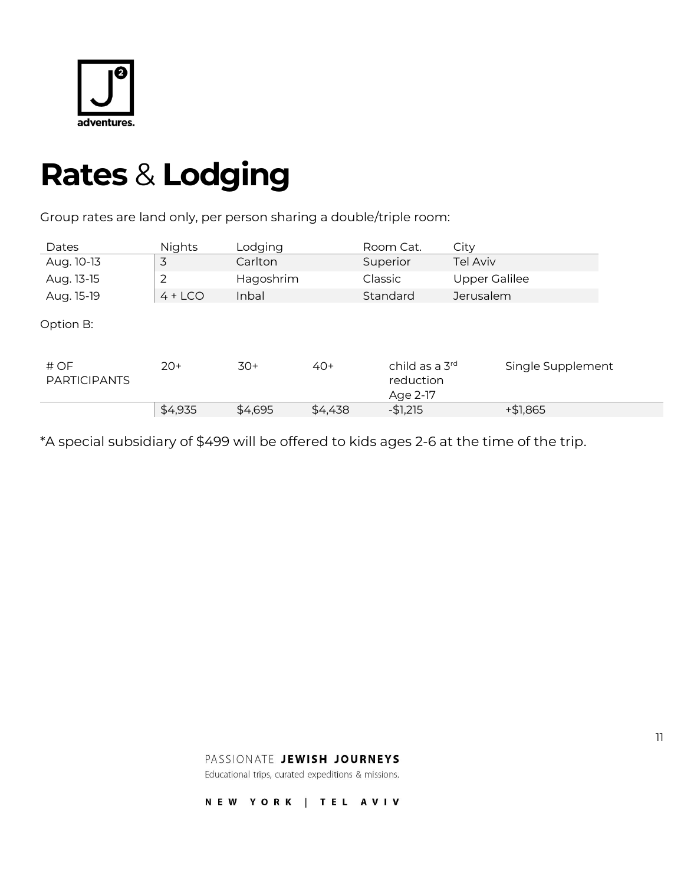# **Rates** & **Lodging**

Group rates are land only, per person sharing a double/triple room:

| Dates | Nights | Lodging | Room Cat. | City |
|---|---|---|---|---|
| Aug. 10-13 | 3 | Carlton | Superior | Tel Aviv |
| Aug. 13-15 | 2 | Hagoshrim | Classic | Upper Galilee |
| Aug. 15-19 | 4 + LCO | Inbal | Standard | Jerusalem |

Option B:

| # OF PARTICIPANTS | 20+ | 30+ | 40+ | child as a 3rd reduction Age 2-17 | Single Supplement |
|---|---|---|---|---|---|
| | $4,935 | $4,695 | $4,438 | -$1,215 | +$1,865 |

*A special subsidiary of $499 will be offered to kids ages 2-6 at the time of the trip.

PASSIONATE **JEWISH JOURNEYS**

Educational trips, curated expeditions & missions.

**NEW YORK | TEL AVIV**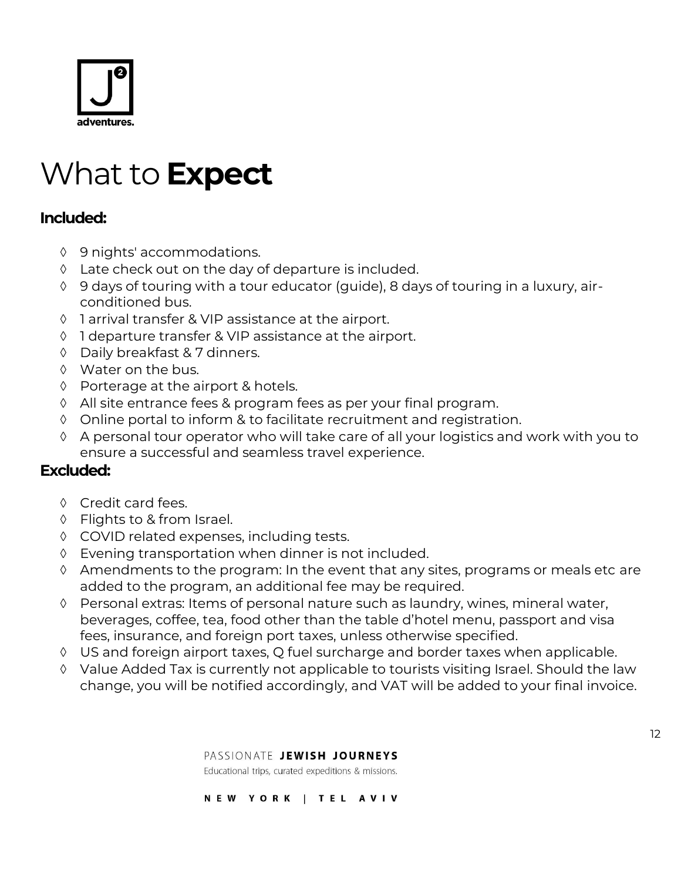# What to **Expect**

**Included:**

- 9 nights' accommodations.
- Late check out on the day of departure is included.
- 9 days of touring with a tour educator (guide), 8 days of touring in a luxury, air-conditioned bus.
- 1 arrival transfer & VIP assistance at the airport.
- 1 departure transfer & VIP assistance at the airport.
- Daily breakfast & 7 dinners.
- Water on the bus.
- Porterage at the airport & hotels.
- All site entrance fees & program fees as per your final program.
- Online portal to inform & to facilitate recruitment and registration.
- A personal tour operator who will take care of all your logistics and work with you to ensure a successful and seamless travel experience.

**Excluded:**

- Credit card fees.
- Flights to & from Israel.
- COVID related expenses, including tests.
- Evening transportation when dinner is not included.
- Amendments to the program: In the event that any sites, programs or meals etc are added to the program, an additional fee may be required.
- Personal extras: Items of personal nature such as laundry, wines, mineral water, beverages, coffee, tea, food other than the table d'hotel menu, passport and visa fees, insurance, and foreign port taxes, unless otherwise specified.
- US and foreign airport taxes, Q fuel surcharge and border taxes when applicable.
- Value Added Tax is currently not applicable to tourists visiting Israel. Should the law change, you will be notified accordingly, and VAT will be added to your final invoice.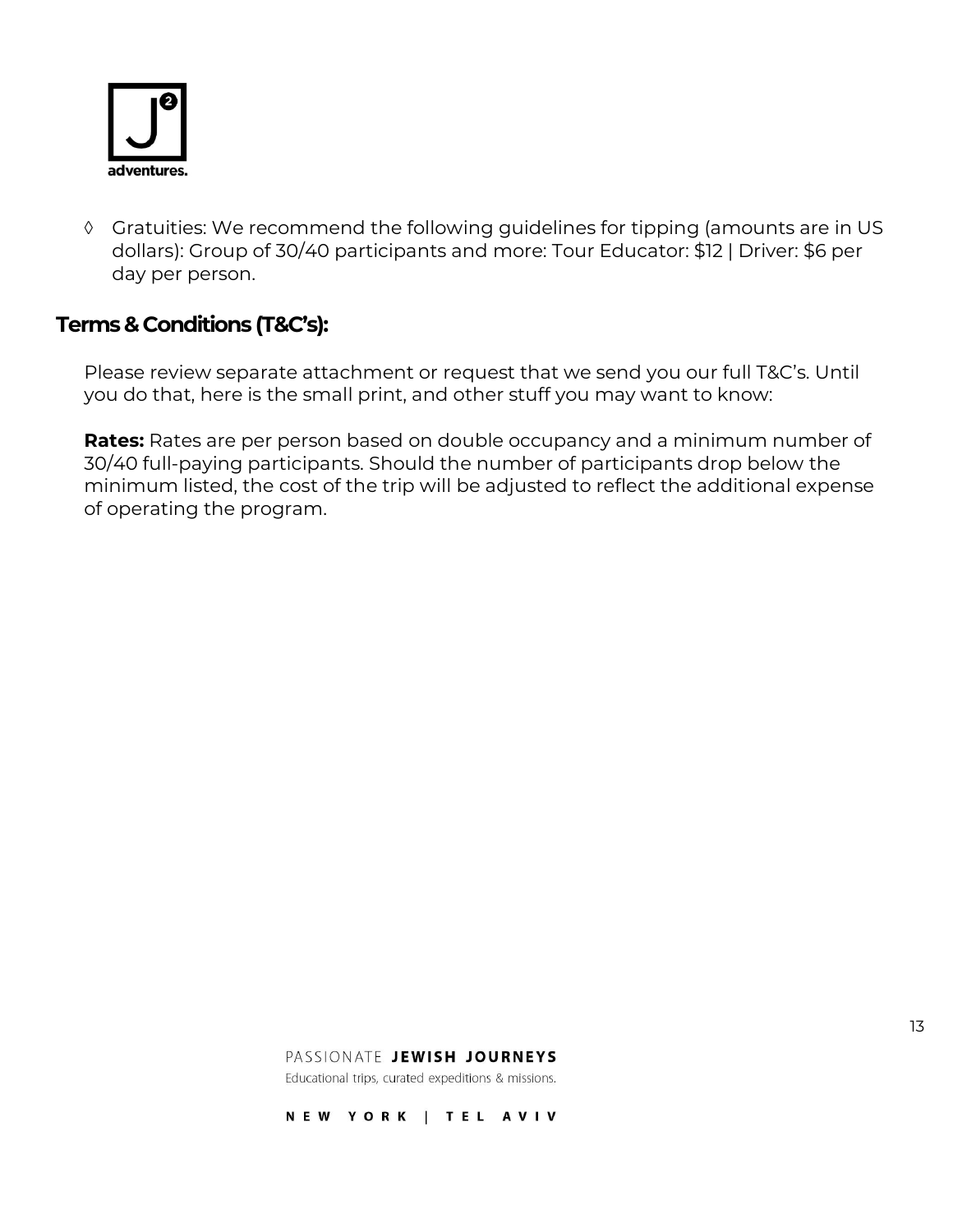- ◊ Gratuities: We recommend the following guidelines for tipping (amounts are in US dollars): Group of 30/40 participants and more: Tour Educator: $12 | Driver: $6 per day per person.

## Terms & Conditions (T&C's):

Please review separate attachment or request that we send you our full T&C's. Until you do that, here is the small print, and other stuff you may want to know:

**Rates:** Rates are per person based on double occupancy and a minimum number of 30/40 full-paying participants. Should the number of participants drop below the minimum listed, the cost of the trip will be adjusted to reflect the additional expense of operating the program.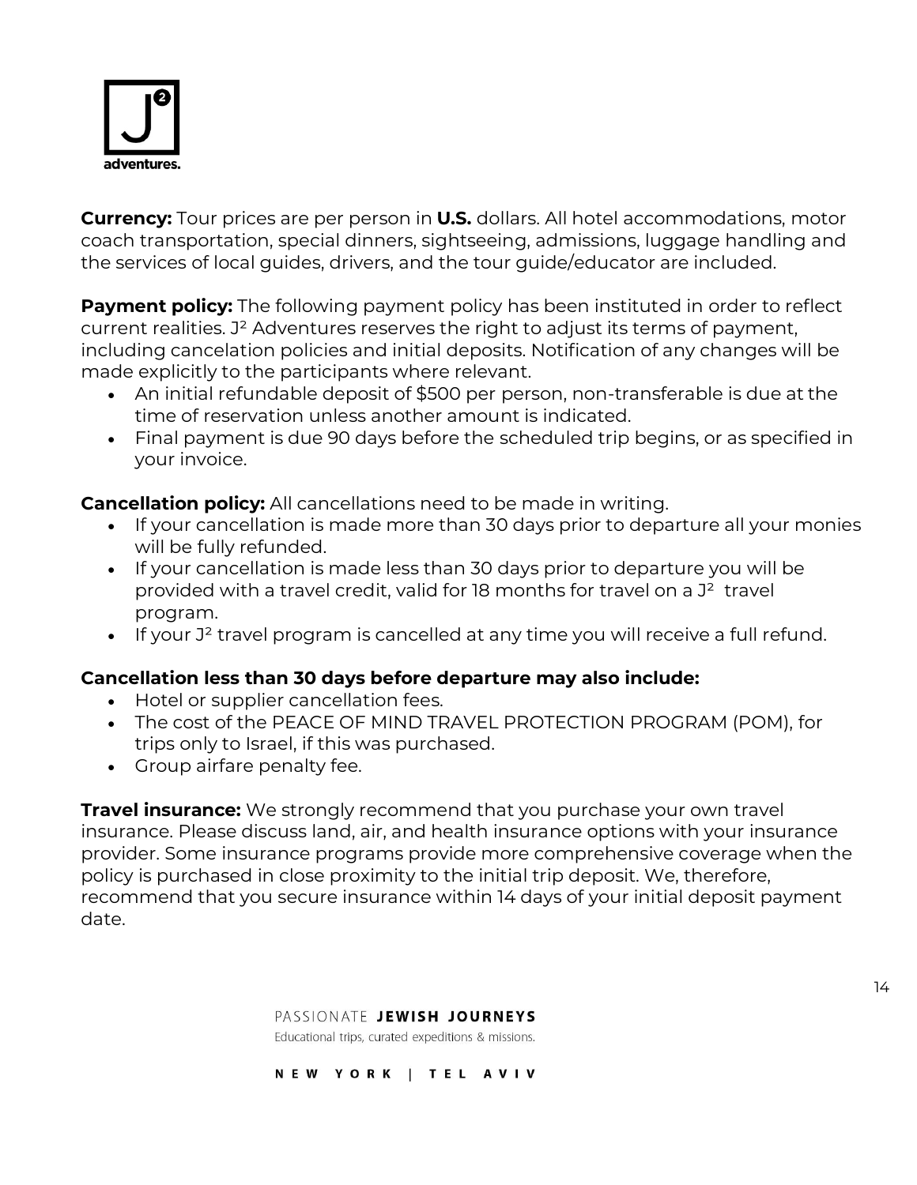**Currency:** Tour prices are per person in **U.S.** dollars. All hotel accommodations, motor coach transportation, special dinners, sightseeing, admissions, luggage handling and the services of local guides, drivers, and the tour guide/educator are included.

**Payment policy:** The following payment policy has been instituted in order to reflect current realities. J² Adventures reserves the right to adjust its terms of payment, including cancelation policies and initial deposits. Notification of any changes will be made explicitly to the participants where relevant.

- An initial refundable deposit of $500 per person, non-transferable is due at the time of reservation unless another amount is indicated.
- Final payment is due 90 days before the scheduled trip begins, or as specified in your invoice.

**Cancellation policy:** All cancellations need to be made in writing.

- If your cancellation is made more than 30 days prior to departure all your monies will be fully refunded.
- If your cancellation is made less than 30 days prior to departure you will be provided with a travel credit, valid for 18 months for travel on a J² travel program.
- If your J² travel program is cancelled at any time you will receive a full refund.

**Cancellation less than 30 days before departure may also include:**

- Hotel or supplier cancellation fees.
- The cost of the PEACE OF MIND TRAVEL PROTECTION PROGRAM (POM), for trips only to Israel, if this was purchased.
- Group airfare penalty fee.

**Travel insurance:** We strongly recommend that you purchase your own travel insurance. Please discuss land, air, and health insurance options with your insurance provider. Some insurance programs provide more comprehensive coverage when the policy is purchased in close proximity to the initial trip deposit. We, therefore, recommend that you secure insurance within 14 days of your initial deposit payment date.